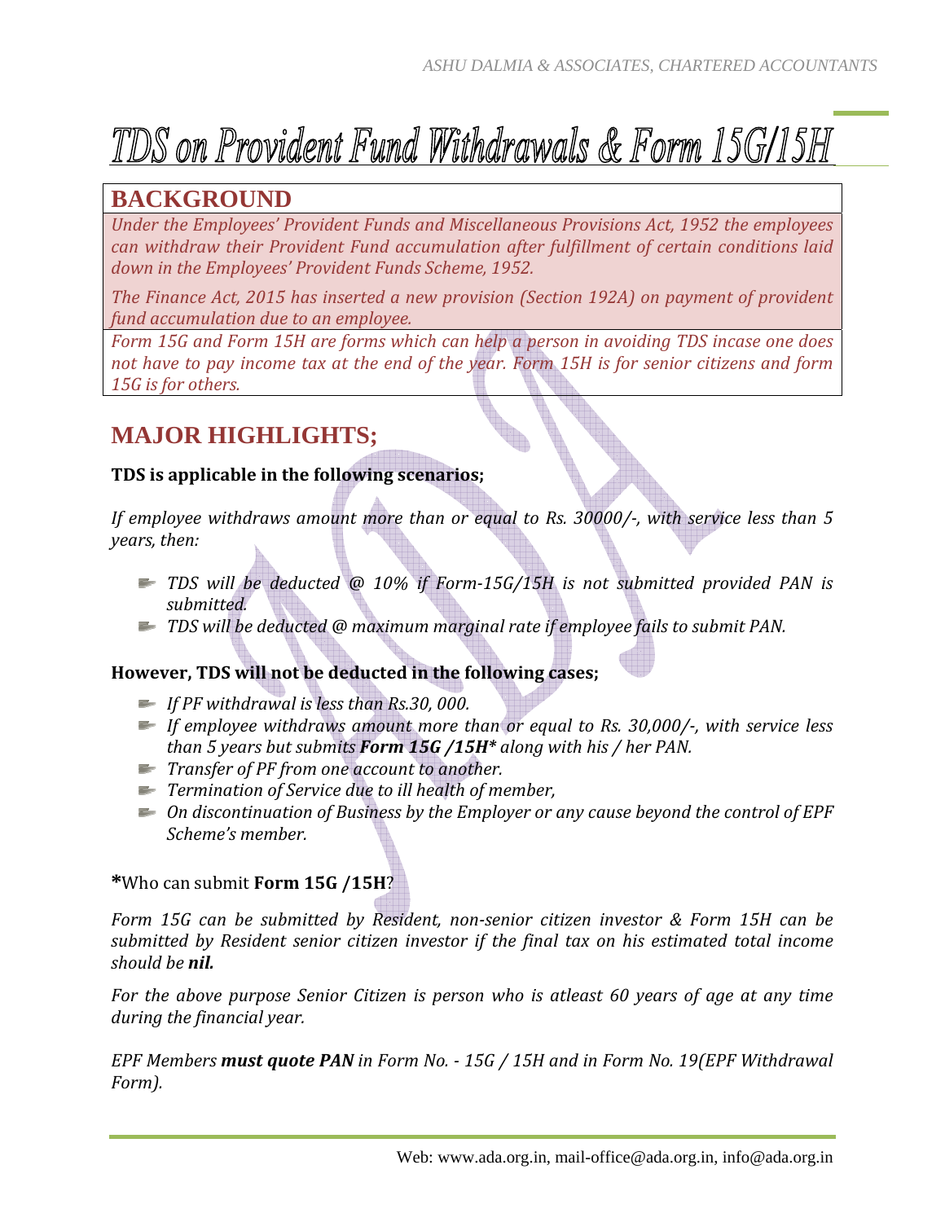# TDS on Provident Fund Withdrawals & Form 15G/15H

## BACKGROUND

*Under the Employees' Provident Funds and Miscellaneous Provisions Act, 1952 the employees can withdraw their Provident Fund accumulation after fulfillment of certain conditions laid down in the Employees' Provident Funds Scheme, 1952.*

*The Finance Act, 2015 has inserted a new provision (Section 192A) on payment of provident fund accumulation due to an employee.*

*Form 15G and Form 15H are forms which can help a person in avoiding TDS incase one does not have to pay income tax at the end of the year. Form 15H is for senior citizens and form 15G is for others.*

## MAJOR HIGHLIGHTS;

**TDS is applicable in the following scenarios;**

*If employee withdraws amount more than or equal to Rs. 30000/-, with service less than 5 years, then:*

- *TDS will be deducted @ 10% if Form-15G/15H is not submitted provided PAN is submitted.*
- *TDS will be deducted @ maximum marginal rate if employee fails to submit PAN.*

**However, TDS will not be deducted in the following cases;**

- *If PF withdrawal is less than Rs.30, 000.*
- *If employee withdraws amount more than or equal to Rs. 30,000/-, with service less than 5 years but submits **Form 15G /15H*** along with his / her PAN.*
- *Transfer of PF from one account to another.*
- *Termination of Service due to ill health of member,*
- *On discontinuation of Business by the Employer or any cause beyond the control of EPF Scheme's member.*

**\***Who can submit **Form 15G /15H**?

*Form 15G can be submitted by Resident, non-senior citizen investor & Form 15H can be submitted by Resident senior citizen investor if the final tax on his estimated total income should be **nil.***

*For the above purpose Senior Citizen is person who is atleast 60 years of age at any time during the financial year.*

*EPF Members **must quote PAN** in Form No. - 15G / 15H and in Form No. 19(EPF Withdrawal Form).*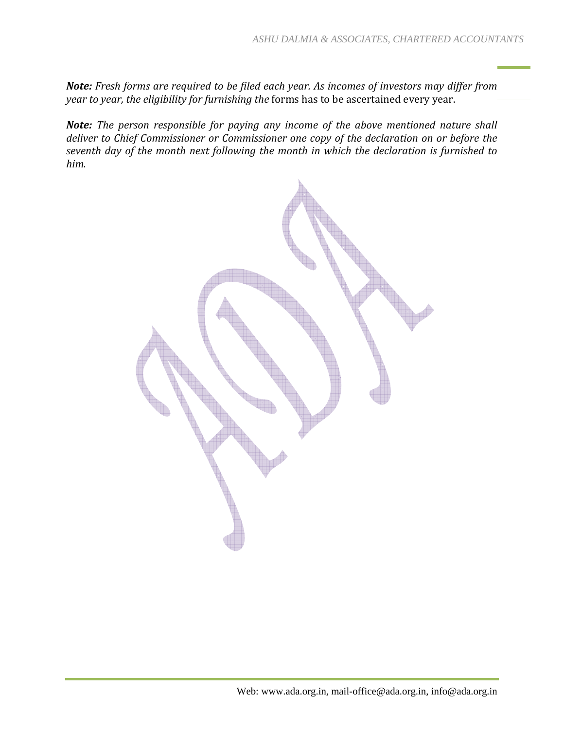***Note:*** *Fresh forms are required to be filed each year. As incomes of investors may differ from year to year, the eligibility for furnishing the* forms has to be ascertained every year.

***Note:*** *The person responsible for paying any income of the above mentioned nature shall deliver to Chief Commissioner or Commissioner one copy of the declaration on or before the seventh day of the month next following the month in which the declaration is furnished to him.*